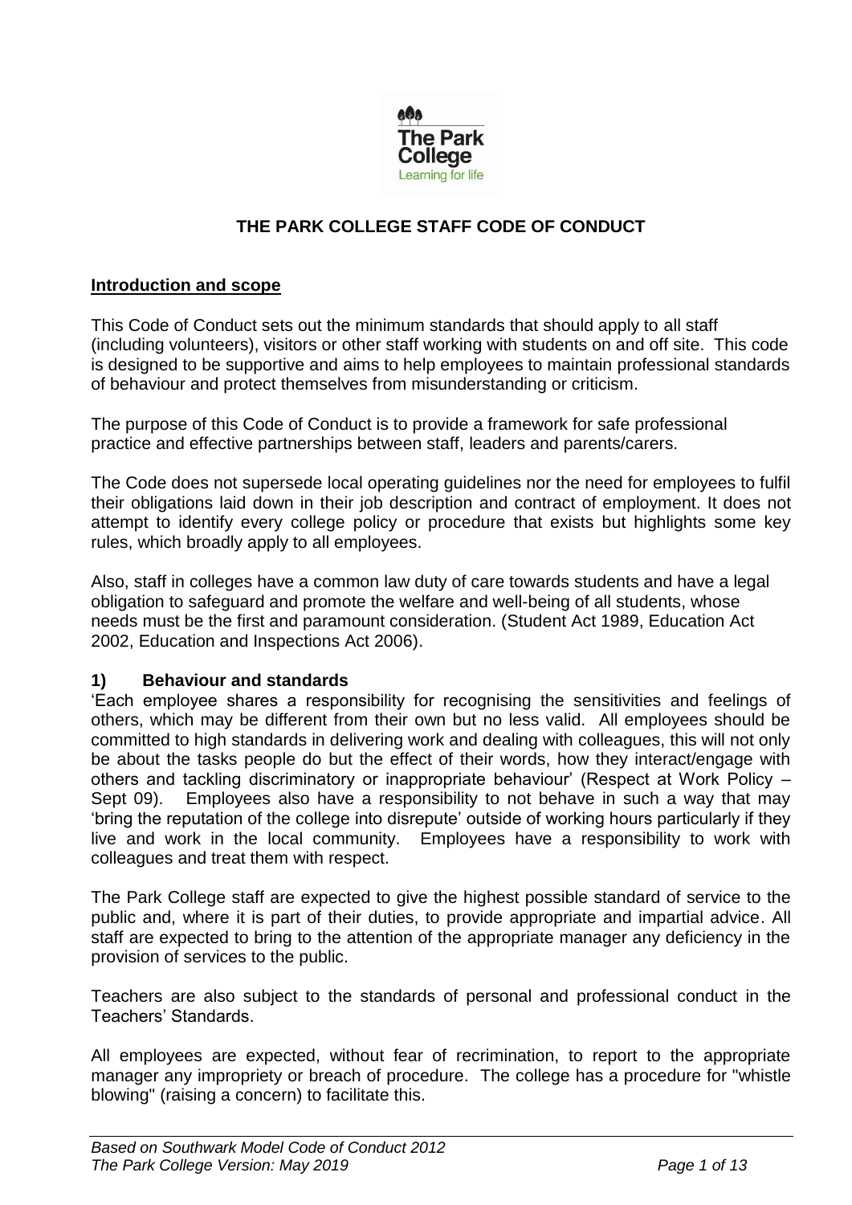# THE PARK COLLEGE STAFF CODE OF CONDUCT

## Introduction and scope

This Code of Conduct sets out the minimum standards that should apply to all staff (including volunteers), visitors or other staff working with students on and off site. This code is designed to be supportive and aims to help employees to maintain professional standards of behaviour and protect themselves from misunderstanding or criticism.

The purpose of this Code of Conduct is to provide a framework for safe professional practice and effective partnerships between staff, leaders and parents/carers.

The Code does not supersede local operating guidelines nor the need for employees to fulfil their obligations laid down in their job description and contract of employment. It does not attempt to identify every college policy or procedure that exists but highlights some key rules, which broadly apply to all employees.

Also, staff in colleges have a common law duty of care towards students and have a legal obligation to safeguard and promote the welfare and well-being of all students, whose needs must be the first and paramount consideration. (Student Act 1989, Education Act 2002, Education and Inspections Act 2006).

## 1) Behaviour and standards

'Each employee shares a responsibility for recognising the sensitivities and feelings of others, which may be different from their own but no less valid. All employees should be committed to high standards in delivering work and dealing with colleagues, this will not only be about the tasks people do but the effect of their words, how they interact/engage with others and tackling discriminatory or inappropriate behaviour' (Respect at Work Policy – Sept 09). Employees also have a responsibility to not behave in such a way that may 'bring the reputation of the college into disrepute' outside of working hours particularly if they live and work in the local community. Employees have a responsibility to work with colleagues and treat them with respect.

The Park College staff are expected to give the highest possible standard of service to the public and, where it is part of their duties, to provide appropriate and impartial advice. All staff are expected to bring to the attention of the appropriate manager any deficiency in the provision of services to the public.

Teachers are also subject to the standards of personal and professional conduct in the Teachers' Standards.

All employees are expected, without fear of recrimination, to report to the appropriate manager any impropriety or breach of procedure. The college has a procedure for "whistle blowing" (raising a concern) to facilitate this.

*Based on Southwark Model Code of Conduct 2012*
*The Park College Version: May 2019*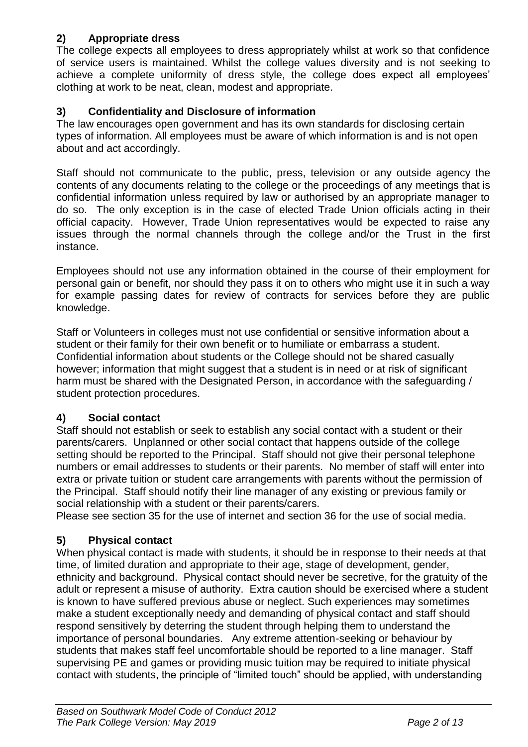## 2) Appropriate dress

The college expects all employees to dress appropriately whilst at work so that confidence of service users is maintained. Whilst the college values diversity and is not seeking to achieve a complete uniformity of dress style, the college does expect all employees' clothing at work to be neat, clean, modest and appropriate.

## 3) Confidentiality and Disclosure of information

The law encourages open government and has its own standards for disclosing certain types of information. All employees must be aware of which information is and is not open about and act accordingly.

Staff should not communicate to the public, press, television or any outside agency the contents of any documents relating to the college or the proceedings of any meetings that is confidential information unless required by law or authorised by an appropriate manager to do so. The only exception is in the case of elected Trade Union officials acting in their official capacity. However, Trade Union representatives would be expected to raise any issues through the normal channels through the college and/or the Trust in the first instance.

Employees should not use any information obtained in the course of their employment for personal gain or benefit, nor should they pass it on to others who might use it in such a way for example passing dates for review of contracts for services before they are public knowledge.

Staff or Volunteers in colleges must not use confidential or sensitive information about a student or their family for their own benefit or to humiliate or embarrass a student. Confidential information about students or the College should not be shared casually however; information that might suggest that a student is in need or at risk of significant harm must be shared with the Designated Person, in accordance with the safeguarding / student protection procedures.

## 4) Social contact

Staff should not establish or seek to establish any social contact with a student or their parents/carers. Unplanned or other social contact that happens outside of the college setting should be reported to the Principal. Staff should not give their personal telephone numbers or email addresses to students or their parents. No member of staff will enter into extra or private tuition or student care arrangements with parents without the permission of the Principal. Staff should notify their line manager of any existing or previous family or social relationship with a student or their parents/carers.

Please see section 35 for the use of internet and section 36 for the use of social media.

## 5) Physical contact

When physical contact is made with students, it should be in response to their needs at that time, of limited duration and appropriate to their age, stage of development, gender, ethnicity and background. Physical contact should never be secretive, for the gratuity of the adult or represent a misuse of authority. Extra caution should be exercised where a student is known to have suffered previous abuse or neglect. Such experiences may sometimes make a student exceptionally needy and demanding of physical contact and staff should respond sensitively by deterring the student through helping them to understand the importance of personal boundaries. Any extreme attention-seeking or behaviour by students that makes staff feel uncomfortable should be reported to a line manager. Staff supervising PE and games or providing music tuition may be required to initiate physical contact with students, the principle of "limited touch" should be applied, with understanding

*Based on Southwark Model Code of Conduct 2012*
*The Park College Version: May 2019*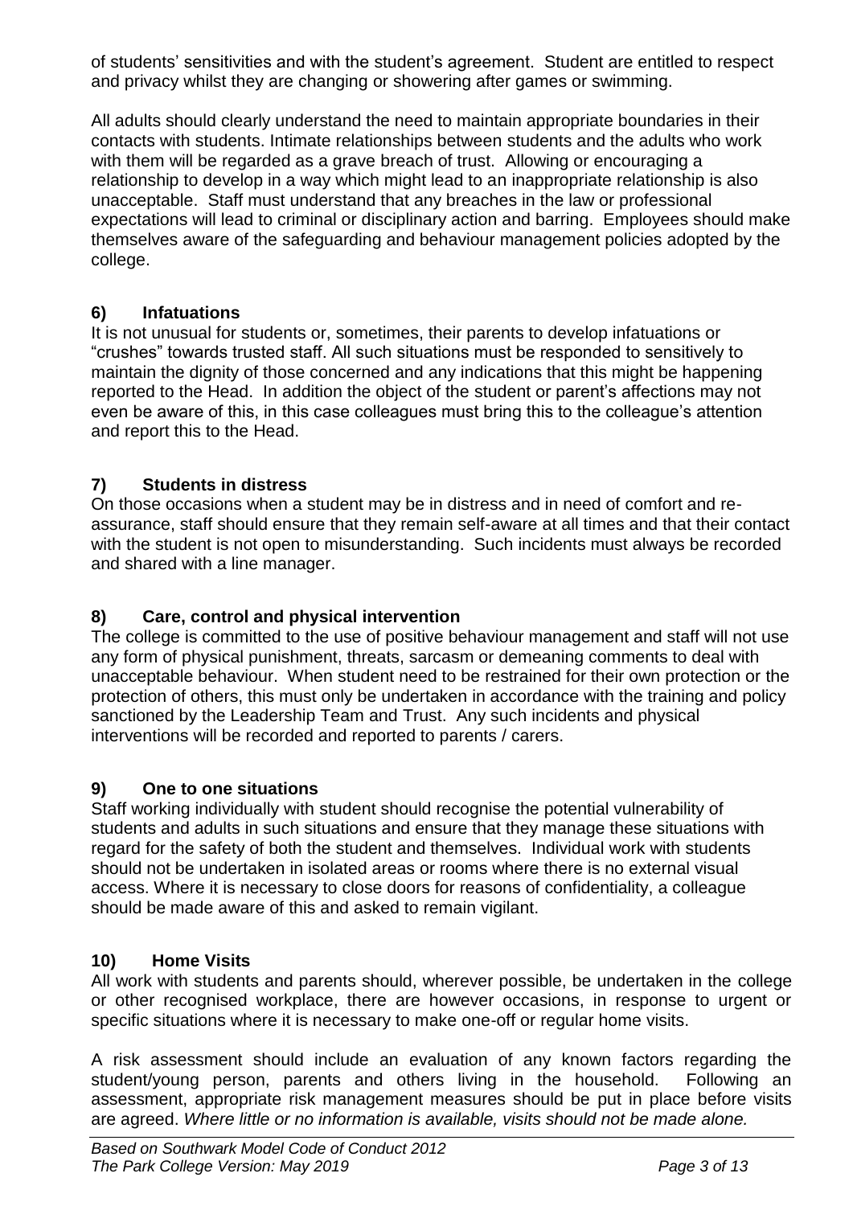of students' sensitivities and with the student's agreement. Student are entitled to respect and privacy whilst they are changing or showering after games or swimming.

All adults should clearly understand the need to maintain appropriate boundaries in their contacts with students. Intimate relationships between students and the adults who work with them will be regarded as a grave breach of trust. Allowing or encouraging a relationship to develop in a way which might lead to an inappropriate relationship is also unacceptable. Staff must understand that any breaches in the law or professional expectations will lead to criminal or disciplinary action and barring. Employees should make themselves aware of the safeguarding and behaviour management policies adopted by the college.

## 6) Infatuations

It is not unusual for students or, sometimes, their parents to develop infatuations or "crushes" towards trusted staff. All such situations must be responded to sensitively to maintain the dignity of those concerned and any indications that this might be happening reported to the Head. In addition the object of the student or parent's affections may not even be aware of this, in this case colleagues must bring this to the colleague's attention and report this to the Head.

## 7) Students in distress

On those occasions when a student may be in distress and in need of comfort and re-assurance, staff should ensure that they remain self-aware at all times and that their contact with the student is not open to misunderstanding. Such incidents must always be recorded and shared with a line manager.

## 8) Care, control and physical intervention

The college is committed to the use of positive behaviour management and staff will not use any form of physical punishment, threats, sarcasm or demeaning comments to deal with unacceptable behaviour. When student need to be restrained for their own protection or the protection of others, this must only be undertaken in accordance with the training and policy sanctioned by the Leadership Team and Trust. Any such incidents and physical interventions will be recorded and reported to parents / carers.

## 9) One to one situations

Staff working individually with student should recognise the potential vulnerability of students and adults in such situations and ensure that they manage these situations with regard for the safety of both the student and themselves. Individual work with students should not be undertaken in isolated areas or rooms where there is no external visual access. Where it is necessary to close doors for reasons of confidentiality, a colleague should be made aware of this and asked to remain vigilant.

## 10) Home Visits

All work with students and parents should, wherever possible, be undertaken in the college or other recognised workplace, there are however occasions, in response to urgent or specific situations where it is necessary to make one-off or regular home visits.

A risk assessment should include an evaluation of any known factors regarding the student/young person, parents and others living in the household. Following an assessment, appropriate risk management measures should be put in place before visits are agreed. *Where little or no information is available, visits should not be made alone.*

*Based on Southwark Model Code of Conduct 2012*
*The Park College Version: May 2019*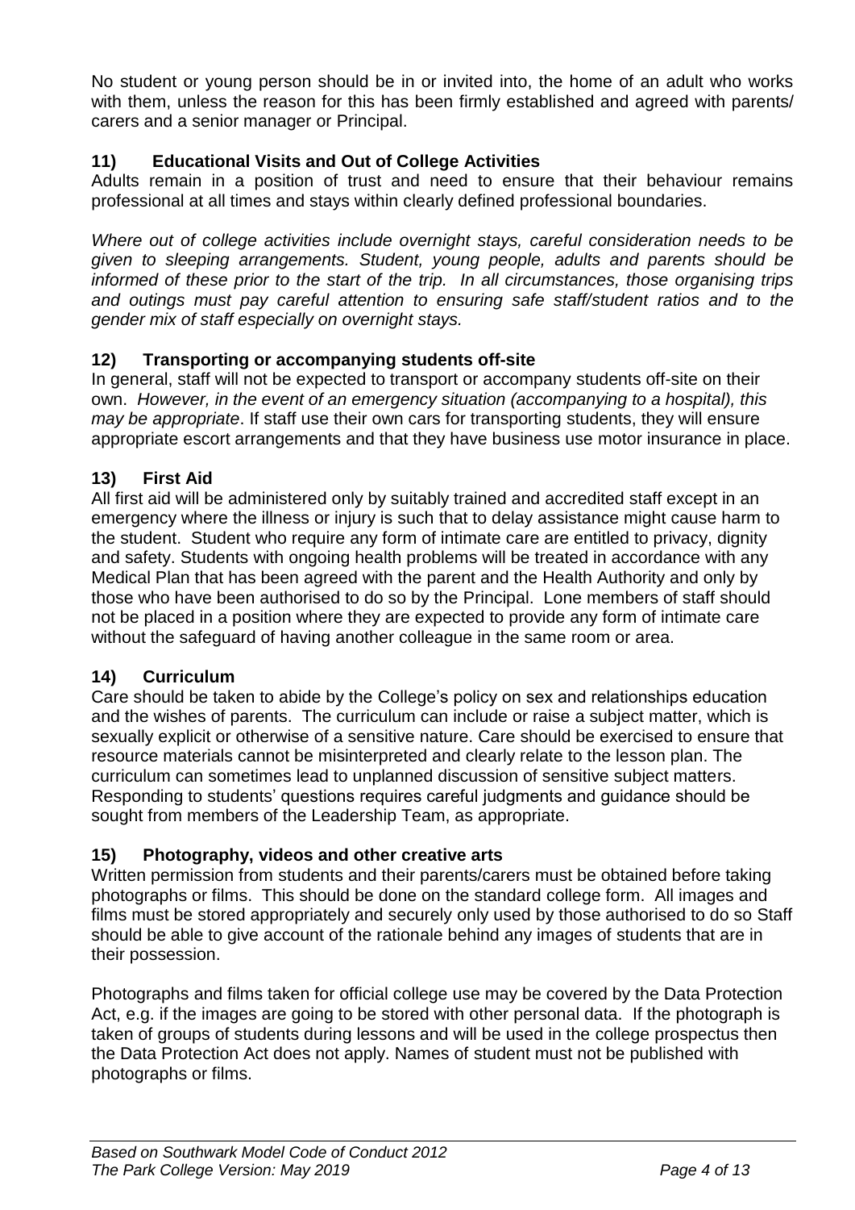No student or young person should be in or invited into, the home of an adult who works with them, unless the reason for this has been firmly established and agreed with parents/ carers and a senior manager or Principal.

### 11) Educational Visits and Out of College Activities

Adults remain in a position of trust and need to ensure that their behaviour remains professional at all times and stays within clearly defined professional boundaries.

*Where out of college activities include overnight stays, careful consideration needs to be given to sleeping arrangements. Student, young people, adults and parents should be informed of these prior to the start of the trip. In all circumstances, those organising trips and outings must pay careful attention to ensuring safe staff/student ratios and to the gender mix of staff especially on overnight stays.*

### 12) Transporting or accompanying students off-site

In general, staff will not be expected to transport or accompany students off-site on their own. *However, in the event of an emergency situation (accompanying to a hospital), this may be appropriate*. If staff use their own cars for transporting students, they will ensure appropriate escort arrangements and that they have business use motor insurance in place.

### 13) First Aid

All first aid will be administered only by suitably trained and accredited staff except in an emergency where the illness or injury is such that to delay assistance might cause harm to the student. Student who require any form of intimate care are entitled to privacy, dignity and safety. Students with ongoing health problems will be treated in accordance with any Medical Plan that has been agreed with the parent and the Health Authority and only by those who have been authorised to do so by the Principal. Lone members of staff should not be placed in a position where they are expected to provide any form of intimate care without the safeguard of having another colleague in the same room or area.

### 14) Curriculum

Care should be taken to abide by the College's policy on sex and relationships education and the wishes of parents. The curriculum can include or raise a subject matter, which is sexually explicit or otherwise of a sensitive nature. Care should be exercised to ensure that resource materials cannot be misinterpreted and clearly relate to the lesson plan. The curriculum can sometimes lead to unplanned discussion of sensitive subject matters. Responding to students' questions requires careful judgments and guidance should be sought from members of the Leadership Team, as appropriate.

### 15) Photography, videos and other creative arts

Written permission from students and their parents/carers must be obtained before taking photographs or films. This should be done on the standard college form. All images and films must be stored appropriately and securely only used by those authorised to do so Staff should be able to give account of the rationale behind any images of students that are in their possession.

Photographs and films taken for official college use may be covered by the Data Protection Act, e.g. if the images are going to be stored with other personal data. If the photograph is taken of groups of students during lessons and will be used in the college prospectus then the Data Protection Act does not apply. Names of student must not be published with photographs or films.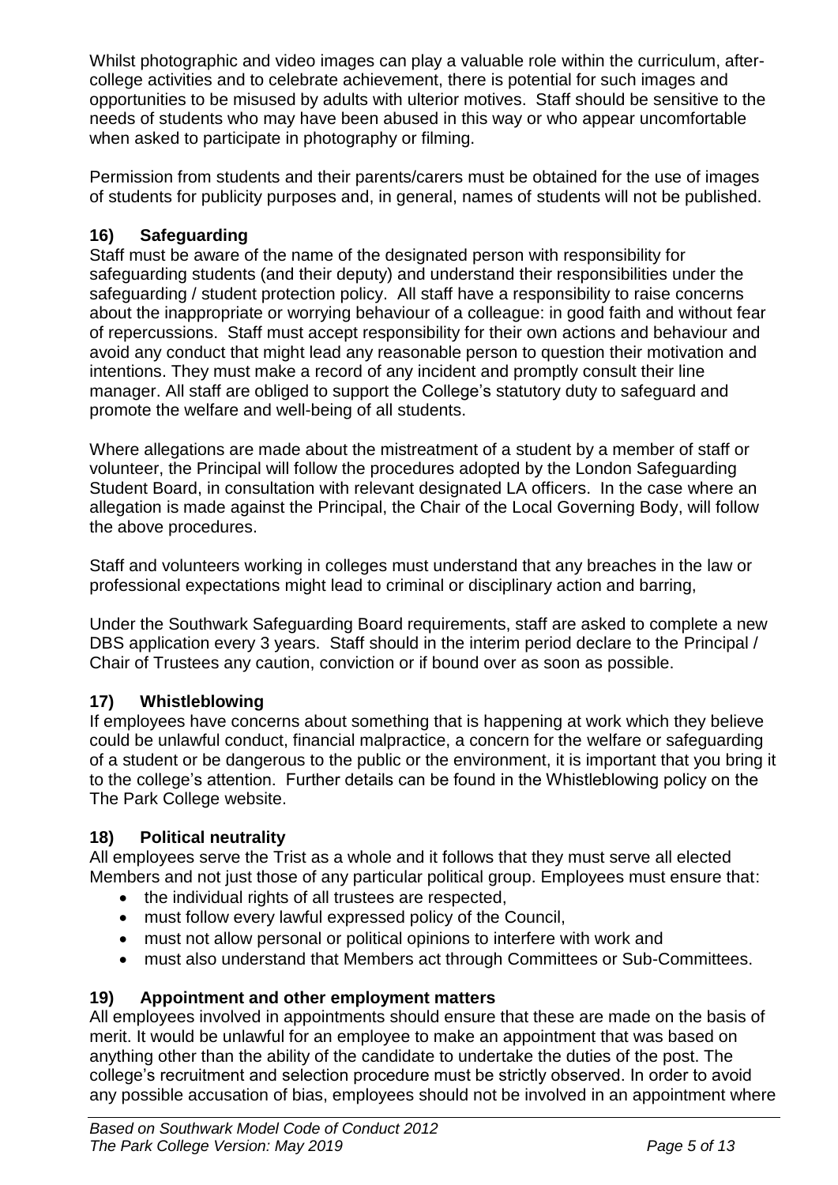Whilst photographic and video images can play a valuable role within the curriculum, after-college activities and to celebrate achievement, there is potential for such images and opportunities to be misused by adults with ulterior motives. Staff should be sensitive to the needs of students who may have been abused in this way or who appear uncomfortable when asked to participate in photography or filming.

Permission from students and their parents/carers must be obtained for the use of images of students for publicity purposes and, in general, names of students will not be published.

### 16) Safeguarding

Staff must be aware of the name of the designated person with responsibility for safeguarding students (and their deputy) and understand their responsibilities under the safeguarding / student protection policy. All staff have a responsibility to raise concerns about the inappropriate or worrying behaviour of a colleague: in good faith and without fear of repercussions. Staff must accept responsibility for their own actions and behaviour and avoid any conduct that might lead any reasonable person to question their motivation and intentions. They must make a record of any incident and promptly consult their line manager. All staff are obliged to support the College's statutory duty to safeguard and promote the welfare and well-being of all students.

Where allegations are made about the mistreatment of a student by a member of staff or volunteer, the Principal will follow the procedures adopted by the London Safeguarding Student Board, in consultation with relevant designated LA officers. In the case where an allegation is made against the Principal, the Chair of the Local Governing Body, will follow the above procedures.

Staff and volunteers working in colleges must understand that any breaches in the law or professional expectations might lead to criminal or disciplinary action and barring,

Under the Southwark Safeguarding Board requirements, staff are asked to complete a new DBS application every 3 years. Staff should in the interim period declare to the Principal / Chair of Trustees any caution, conviction or if bound over as soon as possible.

### 17) Whistleblowing

If employees have concerns about something that is happening at work which they believe could be unlawful conduct, financial malpractice, a concern for the welfare or safeguarding of a student or be dangerous to the public or the environment, it is important that you bring it to the college's attention. Further details can be found in the Whistleblowing policy on the The Park College website.

### 18) Political neutrality

All employees serve the Trist as a whole and it follows that they must serve all elected Members and not just those of any particular political group. Employees must ensure that:

- the individual rights of all trustees are respected,
- must follow every lawful expressed policy of the Council,
- must not allow personal or political opinions to interfere with work and
- must also understand that Members act through Committees or Sub-Committees.

### 19) Appointment and other employment matters

All employees involved in appointments should ensure that these are made on the basis of merit. It would be unlawful for an employee to make an appointment that was based on anything other than the ability of the candidate to undertake the duties of the post. The college's recruitment and selection procedure must be strictly observed. In order to avoid any possible accusation of bias, employees should not be involved in an appointment where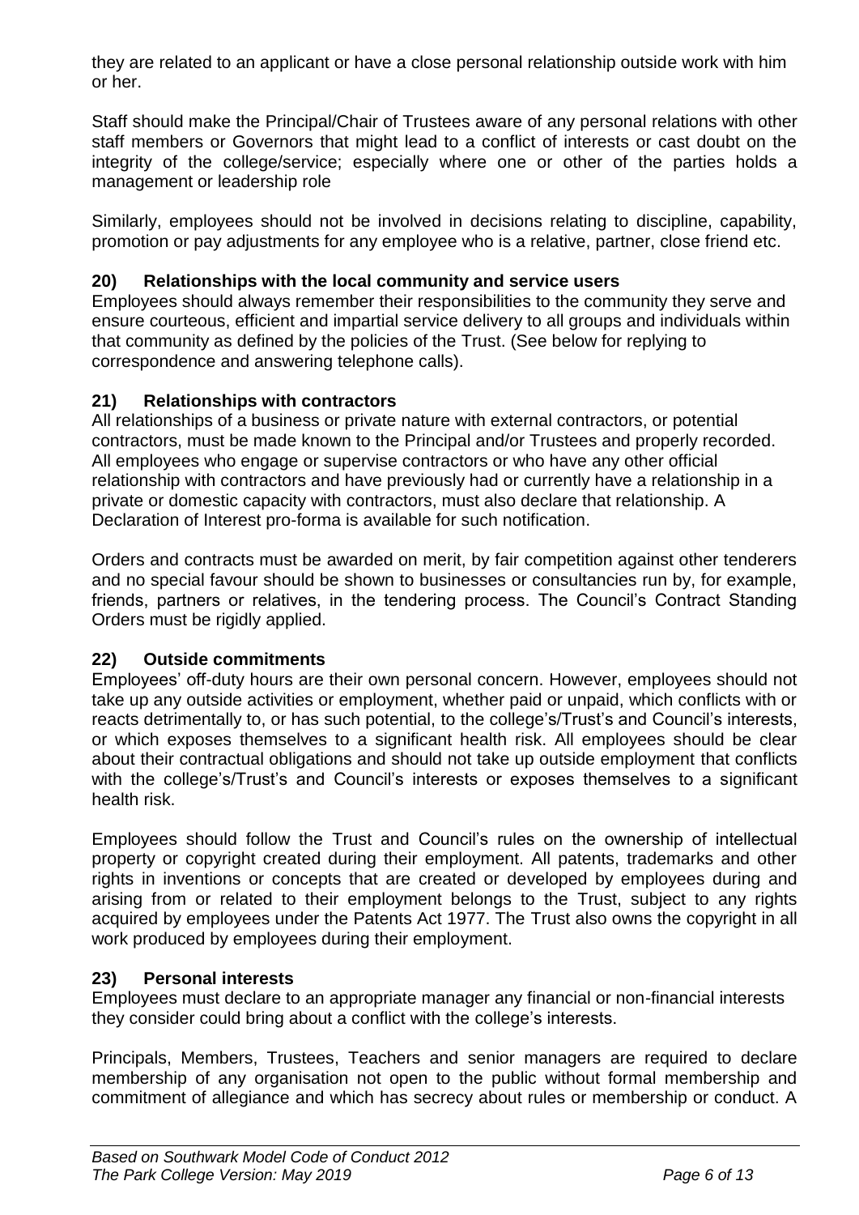they are related to an applicant or have a close personal relationship outside work with him or her.

Staff should make the Principal/Chair of Trustees aware of any personal relations with other staff members or Governors that might lead to a conflict of interests or cast doubt on the integrity of the college/service; especially where one or other of the parties holds a management or leadership role

Similarly, employees should not be involved in decisions relating to discipline, capability, promotion or pay adjustments for any employee who is a relative, partner, close friend etc.

### 20) Relationships with the local community and service users

Employees should always remember their responsibilities to the community they serve and ensure courteous, efficient and impartial service delivery to all groups and individuals within that community as defined by the policies of the Trust. (See below for replying to correspondence and answering telephone calls).

### 21) Relationships with contractors

All relationships of a business or private nature with external contractors, or potential contractors, must be made known to the Principal and/or Trustees and properly recorded. All employees who engage or supervise contractors or who have any other official relationship with contractors and have previously had or currently have a relationship in a private or domestic capacity with contractors, must also declare that relationship. A Declaration of Interest pro-forma is available for such notification.

Orders and contracts must be awarded on merit, by fair competition against other tenderers and no special favour should be shown to businesses or consultancies run by, for example, friends, partners or relatives, in the tendering process. The Council's Contract Standing Orders must be rigidly applied.

### 22) Outside commitments

Employees' off-duty hours are their own personal concern. However, employees should not take up any outside activities or employment, whether paid or unpaid, which conflicts with or reacts detrimentally to, or has such potential, to the college's/Trust's and Council's interests, or which exposes themselves to a significant health risk. All employees should be clear about their contractual obligations and should not take up outside employment that conflicts with the college's/Trust's and Council's interests or exposes themselves to a significant health risk.

Employees should follow the Trust and Council's rules on the ownership of intellectual property or copyright created during their employment. All patents, trademarks and other rights in inventions or concepts that are created or developed by employees during and arising from or related to their employment belongs to the Trust, subject to any rights acquired by employees under the Patents Act 1977. The Trust also owns the copyright in all work produced by employees during their employment.

### 23) Personal interests

Employees must declare to an appropriate manager any financial or non-financial interests they consider could bring about a conflict with the college's interests.

Principals, Members, Trustees, Teachers and senior managers are required to declare membership of any organisation not open to the public without formal membership and commitment of allegiance and which has secrecy about rules or membership or conduct. A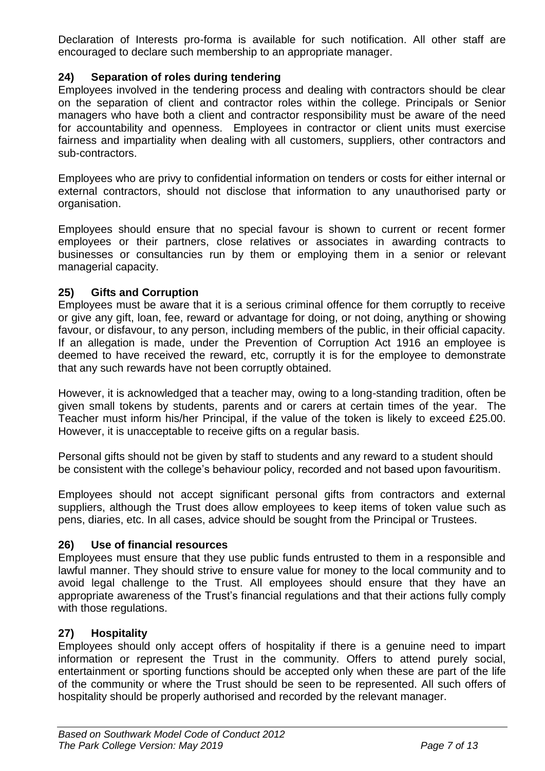Declaration of Interests pro-forma is available for such notification. All other staff are encouraged to declare such membership to an appropriate manager.

### 24) Separation of roles during tendering

Employees involved in the tendering process and dealing with contractors should be clear on the separation of client and contractor roles within the college. Principals or Senior managers who have both a client and contractor responsibility must be aware of the need for accountability and openness. Employees in contractor or client units must exercise fairness and impartiality when dealing with all customers, suppliers, other contractors and sub-contractors.

Employees who are privy to confidential information on tenders or costs for either internal or external contractors, should not disclose that information to any unauthorised party or organisation.

Employees should ensure that no special favour is shown to current or recent former employees or their partners, close relatives or associates in awarding contracts to businesses or consultancies run by them or employing them in a senior or relevant managerial capacity.

### 25) Gifts and Corruption

Employees must be aware that it is a serious criminal offence for them corruptly to receive or give any gift, loan, fee, reward or advantage for doing, or not doing, anything or showing favour, or disfavour, to any person, including members of the public, in their official capacity. If an allegation is made, under the Prevention of Corruption Act 1916 an employee is deemed to have received the reward, etc, corruptly it is for the employee to demonstrate that any such rewards have not been corruptly obtained.

However, it is acknowledged that a teacher may, owing to a long-standing tradition, often be given small tokens by students, parents and or carers at certain times of the year. The Teacher must inform his/her Principal, if the value of the token is likely to exceed £25.00. However, it is unacceptable to receive gifts on a regular basis.

Personal gifts should not be given by staff to students and any reward to a student should be consistent with the college's behaviour policy, recorded and not based upon favouritism.

Employees should not accept significant personal gifts from contractors and external suppliers, although the Trust does allow employees to keep items of token value such as pens, diaries, etc. In all cases, advice should be sought from the Principal or Trustees.

### 26) Use of financial resources

Employees must ensure that they use public funds entrusted to them in a responsible and lawful manner. They should strive to ensure value for money to the local community and to avoid legal challenge to the Trust. All employees should ensure that they have an appropriate awareness of the Trust's financial regulations and that their actions fully comply with those regulations.

### 27) Hospitality

Employees should only accept offers of hospitality if there is a genuine need to impart information or represent the Trust in the community. Offers to attend purely social, entertainment or sporting functions should be accepted only when these are part of the life of the community or where the Trust should be seen to be represented. All such offers of hospitality should be properly authorised and recorded by the relevant manager.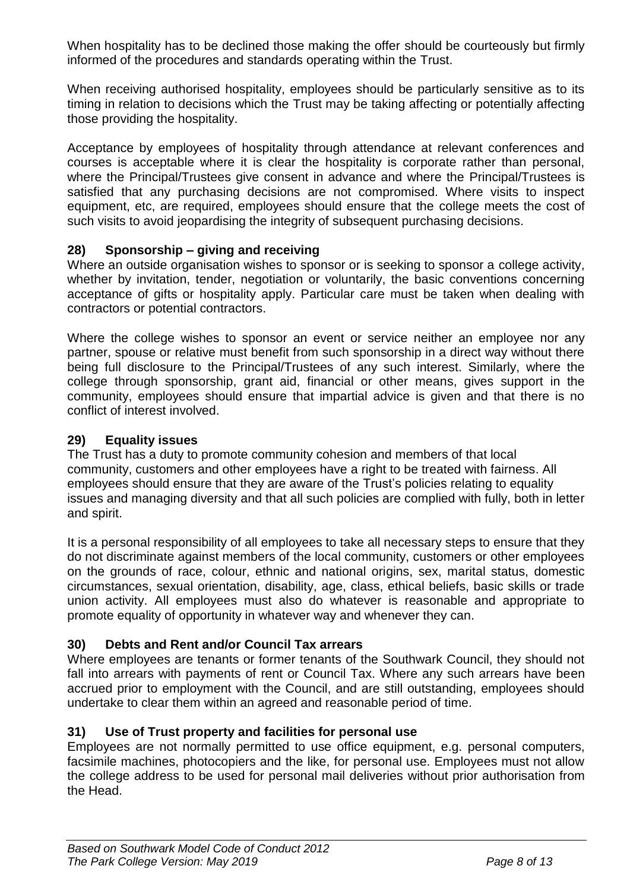When hospitality has to be declined those making the offer should be courteously but firmly informed of the procedures and standards operating within the Trust.

When receiving authorised hospitality, employees should be particularly sensitive as to its timing in relation to decisions which the Trust may be taking affecting or potentially affecting those providing the hospitality.

Acceptance by employees of hospitality through attendance at relevant conferences and courses is acceptable where it is clear the hospitality is corporate rather than personal, where the Principal/Trustees give consent in advance and where the Principal/Trustees is satisfied that any purchasing decisions are not compromised. Where visits to inspect equipment, etc, are required, employees should ensure that the college meets the cost of such visits to avoid jeopardising the integrity of subsequent purchasing decisions.

### 28) Sponsorship – giving and receiving

Where an outside organisation wishes to sponsor or is seeking to sponsor a college activity, whether by invitation, tender, negotiation or voluntarily, the basic conventions concerning acceptance of gifts or hospitality apply. Particular care must be taken when dealing with contractors or potential contractors.

Where the college wishes to sponsor an event or service neither an employee nor any partner, spouse or relative must benefit from such sponsorship in a direct way without there being full disclosure to the Principal/Trustees of any such interest. Similarly, where the college through sponsorship, grant aid, financial or other means, gives support in the community, employees should ensure that impartial advice is given and that there is no conflict of interest involved.

### 29) Equality issues

The Trust has a duty to promote community cohesion and members of that local community, customers and other employees have a right to be treated with fairness. All employees should ensure that they are aware of the Trust's policies relating to equality issues and managing diversity and that all such policies are complied with fully, both in letter and spirit.

It is a personal responsibility of all employees to take all necessary steps to ensure that they do not discriminate against members of the local community, customers or other employees on the grounds of race, colour, ethnic and national origins, sex, marital status, domestic circumstances, sexual orientation, disability, age, class, ethical beliefs, basic skills or trade union activity. All employees must also do whatever is reasonable and appropriate to promote equality of opportunity in whatever way and whenever they can.

### 30) Debts and Rent and/or Council Tax arrears

Where employees are tenants or former tenants of the Southwark Council, they should not fall into arrears with payments of rent or Council Tax. Where any such arrears have been accrued prior to employment with the Council, and are still outstanding, employees should undertake to clear them within an agreed and reasonable period of time.

### 31) Use of Trust property and facilities for personal use

Employees are not normally permitted to use office equipment, e.g. personal computers, facsimile machines, photocopiers and the like, for personal use. Employees must not allow the college address to be used for personal mail deliveries without prior authorisation from the Head.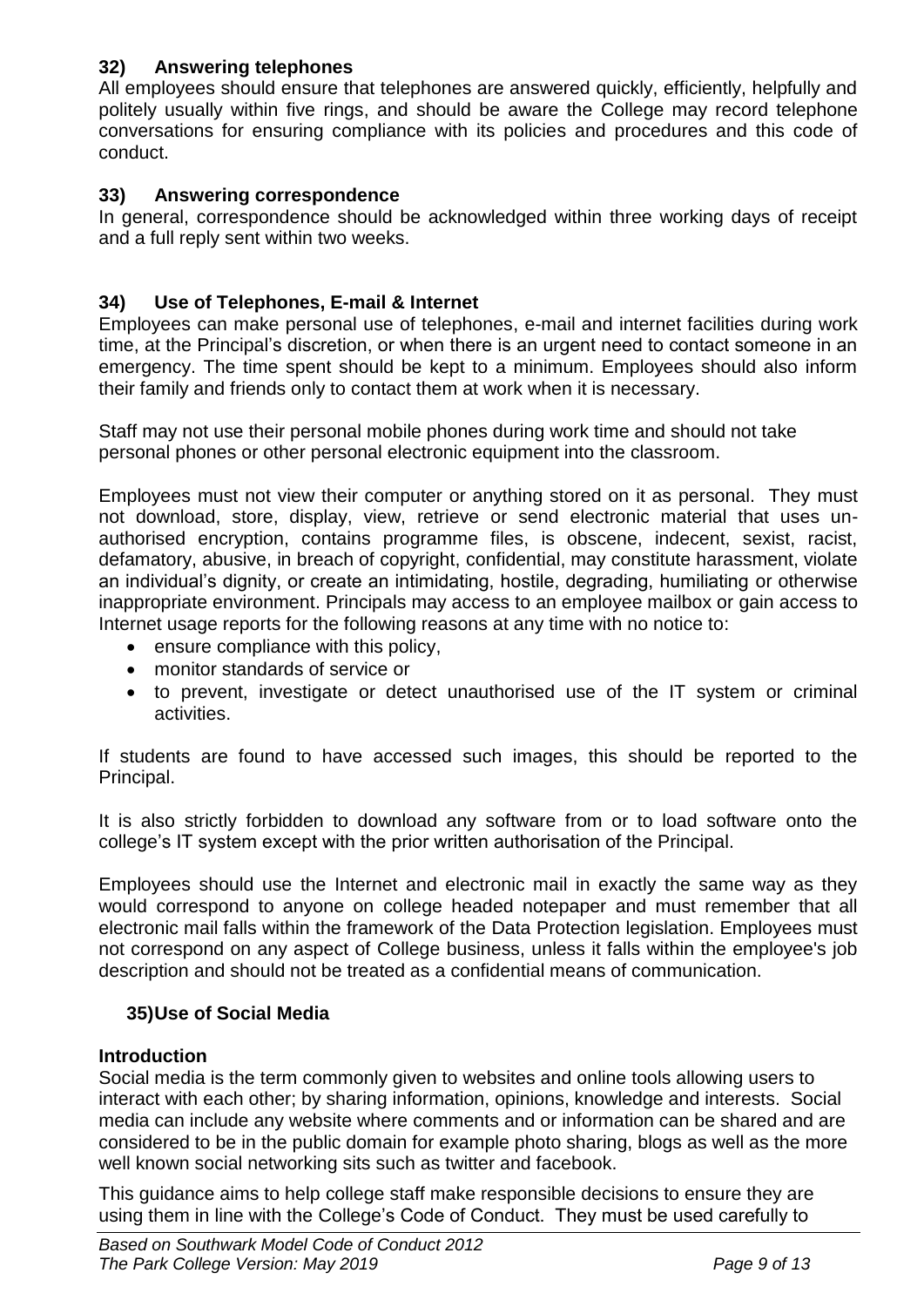### 32) Answering telephones

All employees should ensure that telephones are answered quickly, efficiently, helpfully and politely usually within five rings, and should be aware the College may record telephone conversations for ensuring compliance with its policies and procedures and this code of conduct.

### 33) Answering correspondence

In general, correspondence should be acknowledged within three working days of receipt and a full reply sent within two weeks.

### 34) Use of Telephones, E-mail & Internet

Employees can make personal use of telephones, e-mail and internet facilities during work time, at the Principal's discretion, or when there is an urgent need to contact someone in an emergency. The time spent should be kept to a minimum. Employees should also inform their family and friends only to contact them at work when it is necessary.

Staff may not use their personal mobile phones during work time and should not take personal phones or other personal electronic equipment into the classroom.

Employees must not view their computer or anything stored on it as personal. They must not download, store, display, view, retrieve or send electronic material that uses un-authorised encryption, contains programme files, is obscene, indecent, sexist, racist, defamatory, abusive, in breach of copyright, confidential, may constitute harassment, violate an individual's dignity, or create an intimidating, hostile, degrading, humiliating or otherwise inappropriate environment. Principals may access to an employee mailbox or gain access to Internet usage reports for the following reasons at any time with no notice to:

- ensure compliance with this policy,
- monitor standards of service or
- to prevent, investigate or detect unauthorised use of the IT system or criminal activities.

If students are found to have accessed such images, this should be reported to the Principal.

It is also strictly forbidden to download any software from or to load software onto the college's IT system except with the prior written authorisation of the Principal.

Employees should use the Internet and electronic mail in exactly the same way as they would correspond to anyone on college headed notepaper and must remember that all electronic mail falls within the framework of the Data Protection legislation. Employees must not correspond on any aspect of College business, unless it falls within the employee's job description and should not be treated as a confidential means of communication.

### 35) Use of Social Media

**Introduction**

Social media is the term commonly given to websites and online tools allowing users to interact with each other; by sharing information, opinions, knowledge and interests. Social media can include any website where comments and or information can be shared and are considered to be in the public domain for example photo sharing, blogs as well as the more well known social networking sits such as twitter and facebook.

This guidance aims to help college staff make responsible decisions to ensure they are using them in line with the College's Code of Conduct. They must be used carefully to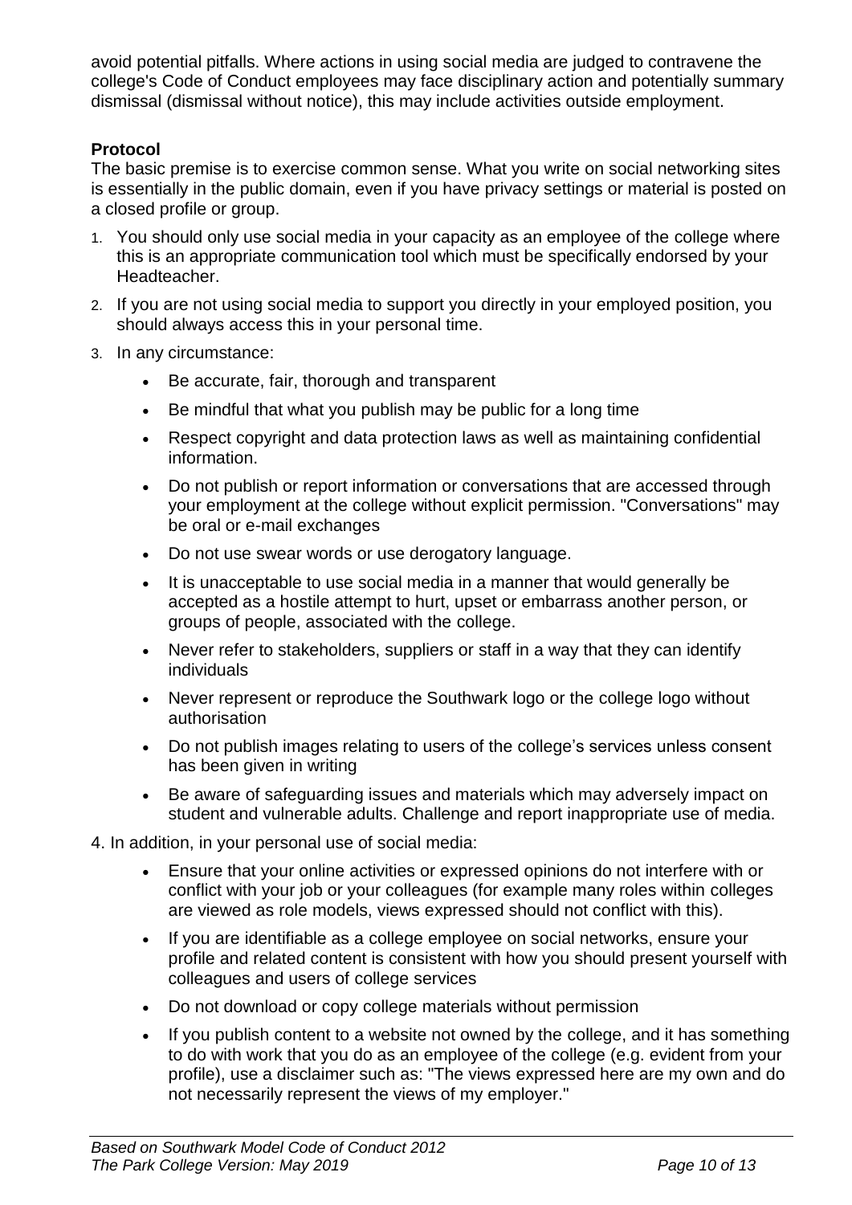avoid potential pitfalls. Where actions in using social media are judged to contravene the college's Code of Conduct employees may face disciplinary action and potentially summary dismissal (dismissal without notice), this may include activities outside employment.

**Protocol**

The basic premise is to exercise common sense. What you write on social networking sites is essentially in the public domain, even if you have privacy settings or material is posted on a closed profile or group.

1. You should only use social media in your capacity as an employee of the college where this is an appropriate communication tool which must be specifically endorsed by your Headteacher.
2. If you are not using social media to support you directly in your employed position, you should always access this in your personal time.
3. In any circumstance:
   - Be accurate, fair, thorough and transparent
   - Be mindful that what you publish may be public for a long time
   - Respect copyright and data protection laws as well as maintaining confidential information.
   - Do not publish or report information or conversations that are accessed through your employment at the college without explicit permission. "Conversations" may be oral or e-mail exchanges
   - Do not use swear words or use derogatory language.
   - It is unacceptable to use social media in a manner that would generally be accepted as a hostile attempt to hurt, upset or embarrass another person, or groups of people, associated with the college.
   - Never refer to stakeholders, suppliers or staff in a way that they can identify individuals
   - Never represent or reproduce the Southwark logo or the college logo without authorisation
   - Do not publish images relating to users of the college's services unless consent has been given in writing
   - Be aware of safeguarding issues and materials which may adversely impact on student and vulnerable adults. Challenge and report inappropriate use of media.
4. In addition, in your personal use of social media:
   - Ensure that your online activities or expressed opinions do not interfere with or conflict with your job or your colleagues (for example many roles within colleges are viewed as role models, views expressed should not conflict with this).
   - If you are identifiable as a college employee on social networks, ensure your profile and related content is consistent with how you should present yourself with colleagues and users of college services
   - Do not download or copy college materials without permission
   - If you publish content to a website not owned by the college, and it has something to do with work that you do as an employee of the college (e.g. evident from your profile), use a disclaimer such as: "The views expressed here are my own and do not necessarily represent the views of my employer."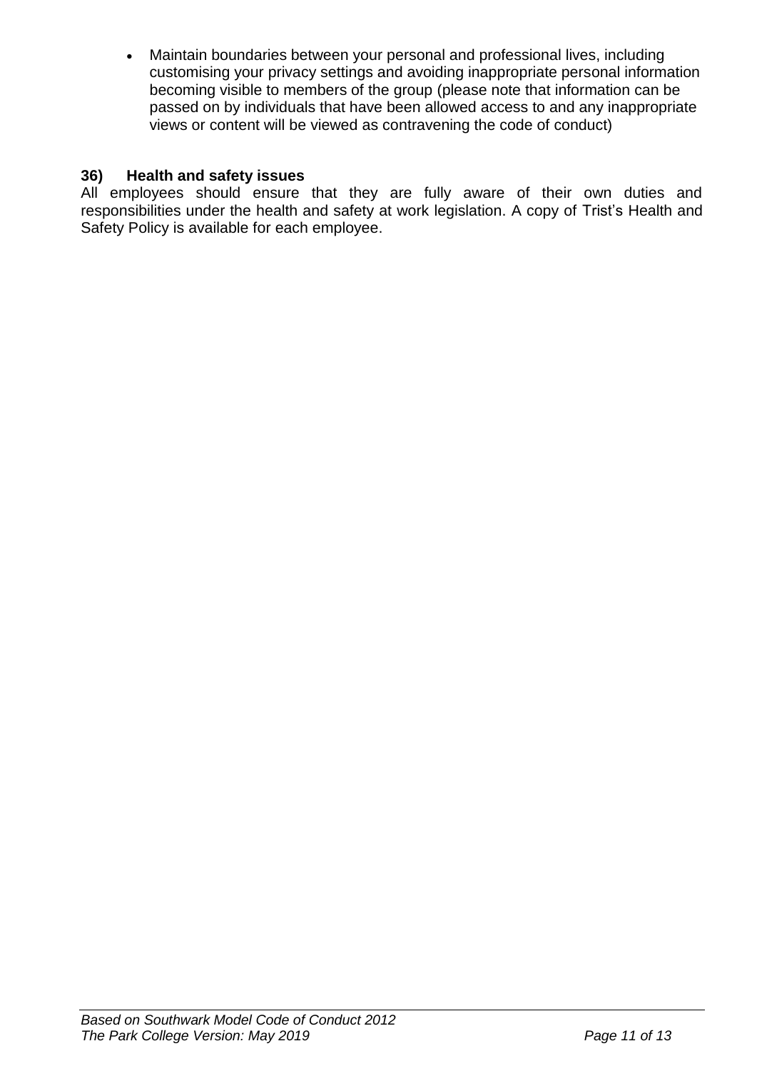- Maintain boundaries between your personal and professional lives, including customising your privacy settings and avoiding inappropriate personal information becoming visible to members of the group (please note that information can be passed on by individuals that have been allowed access to and any inappropriate views or content will be viewed as contravening the code of conduct)

### 36) Health and safety issues

All employees should ensure that they are fully aware of their own duties and responsibilities under the health and safety at work legislation. A copy of Trist's Health and Safety Policy is available for each employee.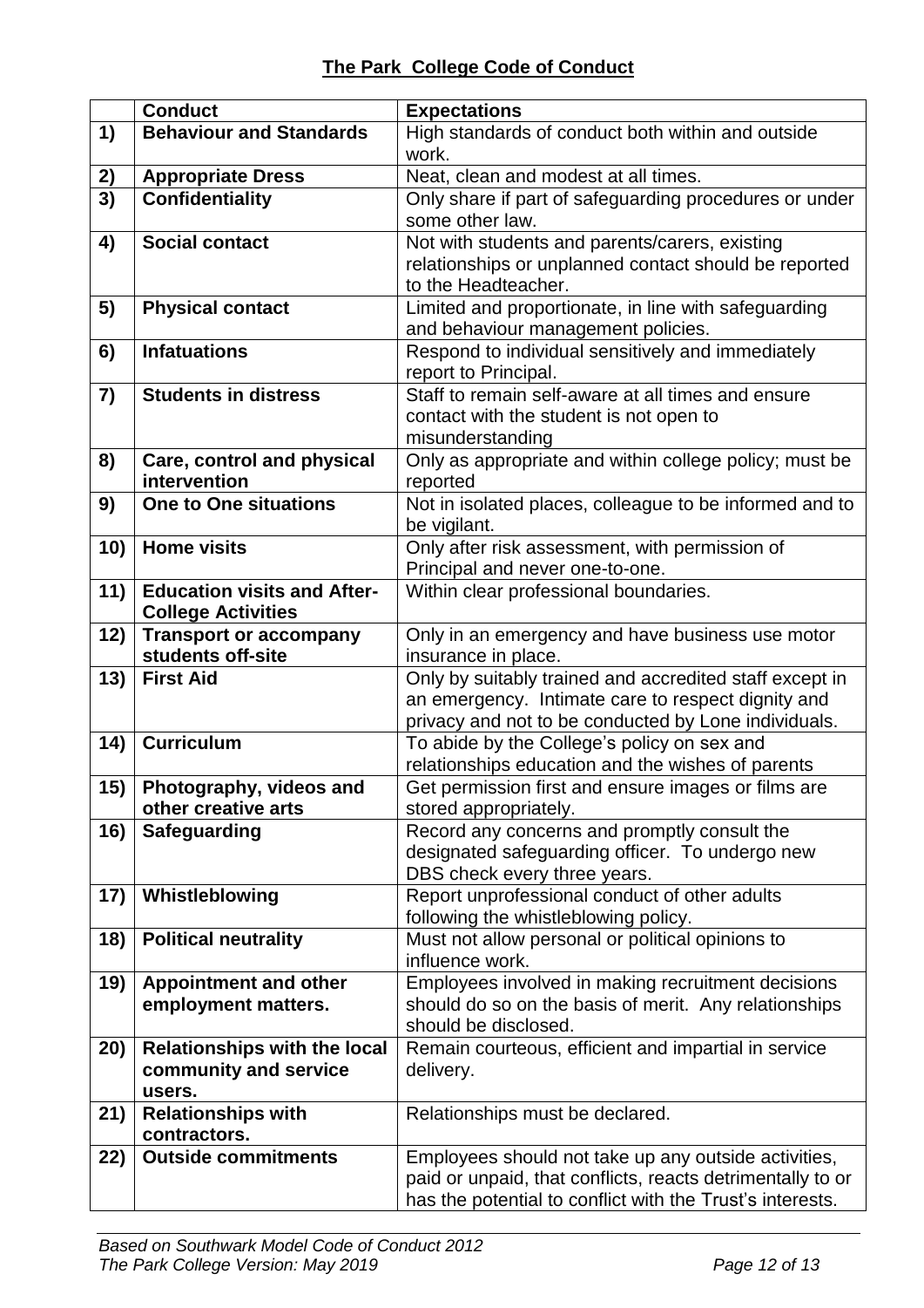## The Park College Code of Conduct

| | Conduct | Expectations |
|---|---|---|
| 1) | **Behaviour and Standards** | High standards of conduct both within and outside work. |
| 2) | **Appropriate Dress** | Neat, clean and modest at all times. |
| 3) | **Confidentiality** | Only share if part of safeguarding procedures or under some other law. |
| 4) | **Social contact** | Not with students and parents/carers, existing relationships or unplanned contact should be reported to the Headteacher. |
| 5) | **Physical contact** | Limited and proportionate, in line with safeguarding and behaviour management policies. |
| 6) | **Infatuations** | Respond to individual sensitively and immediately report to Principal. |
| 7) | **Students in distress** | Staff to remain self-aware at all times and ensure contact with the student is not open to misunderstanding |
| 8) | **Care, control and physical intervention** | Only as appropriate and within college policy; must be reported |
| 9) | **One to One situations** | Not in isolated places, colleague to be informed and to be vigilant. |
| 10) | **Home visits** | Only after risk assessment, with permission of Principal and never one-to-one. |
| 11) | **Education visits and After-College Activities** | Within clear professional boundaries. |
| 12) | **Transport or accompany students off-site** | Only in an emergency and have business use motor insurance in place. |
| 13) | **First Aid** | Only by suitably trained and accredited staff except in an emergency. Intimate care to respect dignity and privacy and not to be conducted by Lone individuals. |
| 14) | **Curriculum** | To abide by the College's policy on sex and relationships education and the wishes of parents |
| 15) | **Photography, videos and other creative arts** | Get permission first and ensure images or films are stored appropriately. |
| 16) | **Safeguarding** | Record any concerns and promptly consult the designated safeguarding officer. To undergo new DBS check every three years. |
| 17) | **Whistleblowing** | Report unprofessional conduct of other adults following the whistleblowing policy. |
| 18) | **Political neutrality** | Must not allow personal or political opinions to influence work. |
| 19) | **Appointment and other employment matters.** | Employees involved in making recruitment decisions should do so on the basis of merit. Any relationships should be disclosed. |
| 20) | **Relationships with the local community and service users.** | Remain courteous, efficient and impartial in service delivery. |
| 21) | **Relationships with contractors.** | Relationships must be declared. |
| 22) | **Outside commitments** | Employees should not take up any outside activities, paid or unpaid, that conflicts, reacts detrimentally to or has the potential to conflict with the Trust's interests. |

*Based on Southwark Model Code of Conduct 2012*
*The Park College Version: May 2019*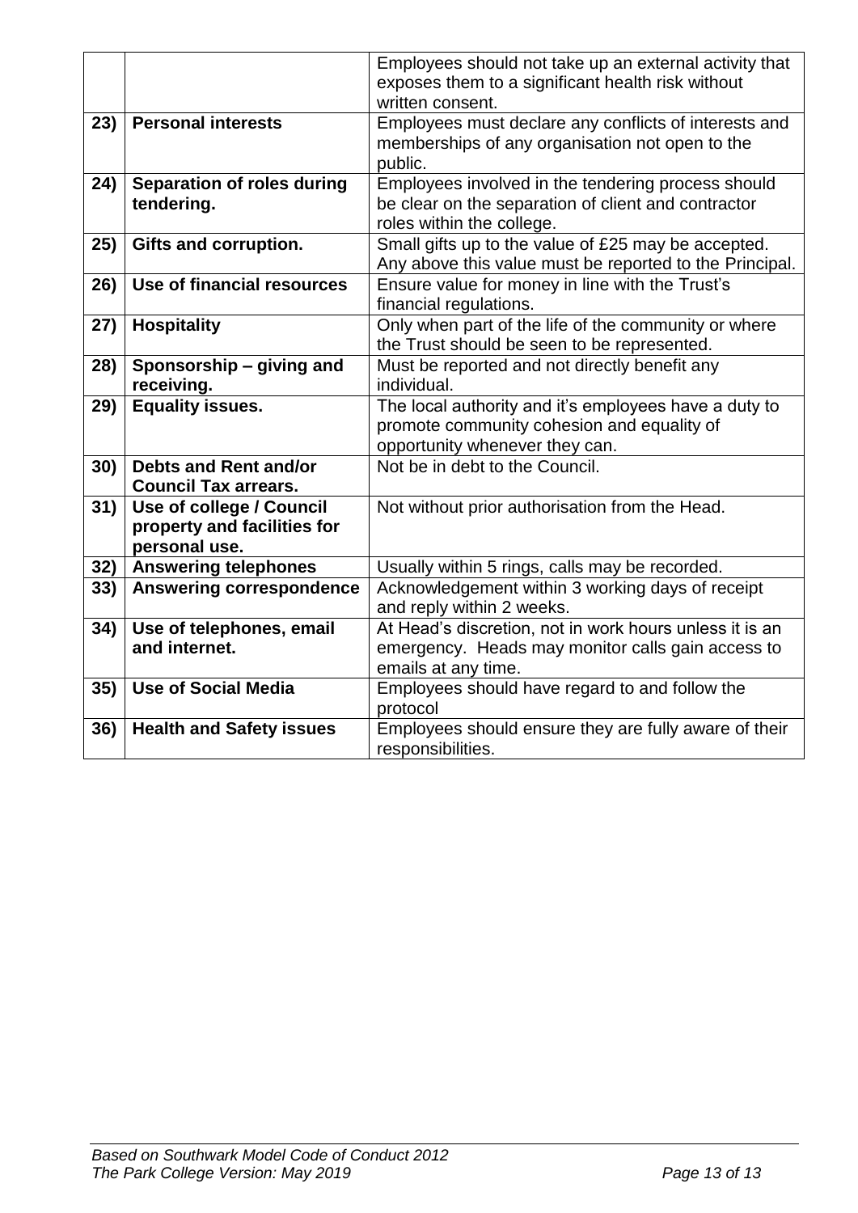| | | |
|---|---|---|
| | | Employees should not take up an external activity that exposes them to a significant health risk without written consent. |
| **23)** | **Personal interests** | Employees must declare any conflicts of interests and memberships of any organisation not open to the public. |
| **24)** | **Separation of roles during tendering.** | Employees involved in the tendering process should be clear on the separation of client and contractor roles within the college. |
| **25)** | **Gifts and corruption.** | Small gifts up to the value of £25 may be accepted. Any above this value must be reported to the Principal. |
| **26)** | **Use of financial resources** | Ensure value for money in line with the Trust's financial regulations. |
| **27)** | **Hospitality** | Only when part of the life of the community or where the Trust should be seen to be represented. |
| **28)** | **Sponsorship – giving and receiving.** | Must be reported and not directly benefit any individual. |
| **29)** | **Equality issues.** | The local authority and it's employees have a duty to promote community cohesion and equality of opportunity whenever they can. |
| **30)** | **Debts and Rent and/or Council Tax arrears.** | Not be in debt to the Council. |
| **31)** | **Use of college / Council property and facilities for personal use.** | Not without prior authorisation from the Head. |
| **32)** | **Answering telephones** | Usually within 5 rings, calls may be recorded. |
| **33)** | **Answering correspondence** | Acknowledgement within 3 working days of receipt and reply within 2 weeks. |
| **34)** | **Use of telephones, email and internet.** | At Head's discretion, not in work hours unless it is an emergency. Heads may monitor calls gain access to emails at any time. |
| **35)** | **Use of Social Media** | Employees should have regard to and follow the protocol |
| **36)** | **Health and Safety issues** | Employees should ensure they are fully aware of their responsibilities. |

*Based on Southwark Model Code of Conduct 2012*
*The Park College Version: May 2019*